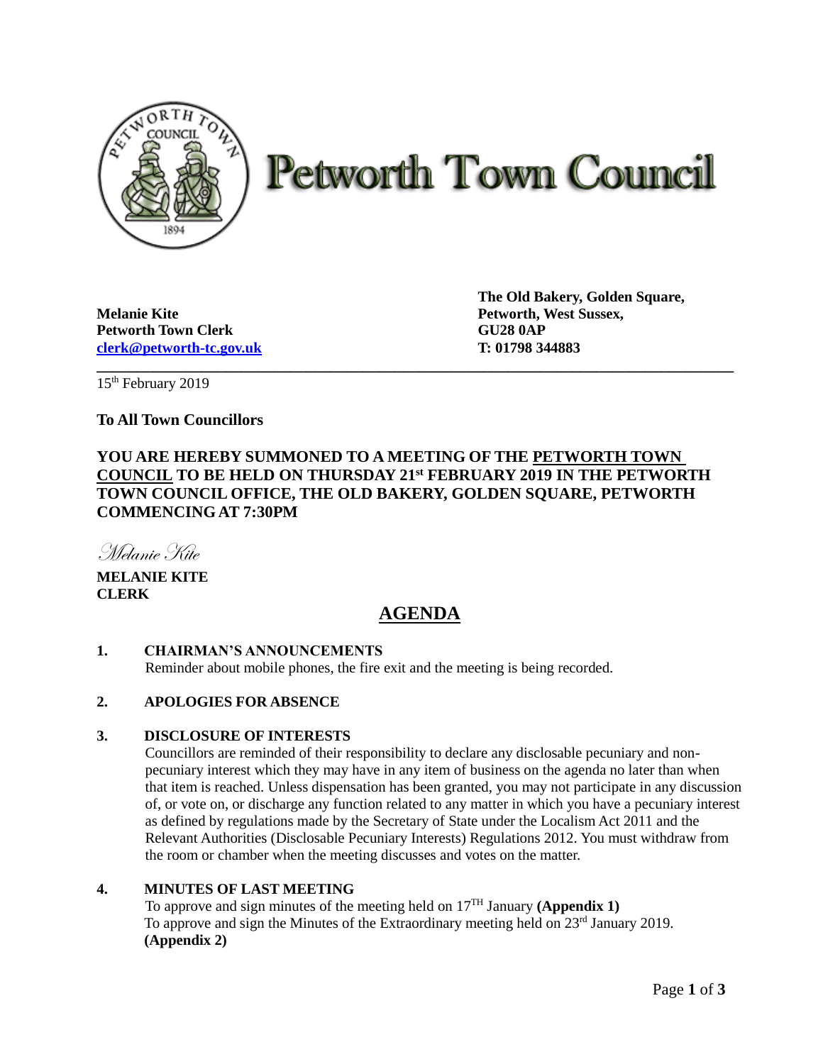# Petworth Town Council

**Melanie Kite**
**Petworth Town Clerk**
**[clerk@petworth-tc.gov.uk](mailto:clerk@petworth-tc.gov.uk)**

**The Old Bakery, Golden Square,**
**Petworth, West Sussex,**
**GU28 0AP**
**T: 01798 344883**

---

15th February 2019

**To All Town Councillors**

**YOU ARE HEREBY SUMMONED TO A MEETING OF THE PETWORTH TOWN COUNCIL TO BE HELD ON THURSDAY 21st FEBRUARY 2019 IN THE PETWORTH TOWN COUNCIL OFFICE, THE OLD BAKERY, GOLDEN SQUARE, PETWORTH COMMENCING AT 7:30PM**

*Melanie Kite*

**MELANIE KITE**
**CLERK**

## AGENDA

**1. CHAIRMAN'S ANNOUNCEMENTS**
Reminder about mobile phones, the fire exit and the meeting is being recorded.

**2. APOLOGIES FOR ABSENCE**

**3. DISCLOSURE OF INTERESTS**
Councillors are reminded of their responsibility to declare any disclosable pecuniary and non-pecuniary interest which they may have in any item of business on the agenda no later than when that item is reached. Unless dispensation has been granted, you may not participate in any discussion of, or vote on, or discharge any function related to any matter in which you have a pecuniary interest as defined by regulations made by the Secretary of State under the Localism Act 2011 and the Relevant Authorities (Disclosable Pecuniary Interests) Regulations 2012. You must withdraw from the room or chamber when the meeting discusses and votes on the matter.

**4. MINUTES OF LAST MEETING**
To approve and sign minutes of the meeting held on 17TH January **(Appendix 1)**
To approve and sign the Minutes of the Extraordinary meeting held on 23rd January 2019. **(Appendix 2)**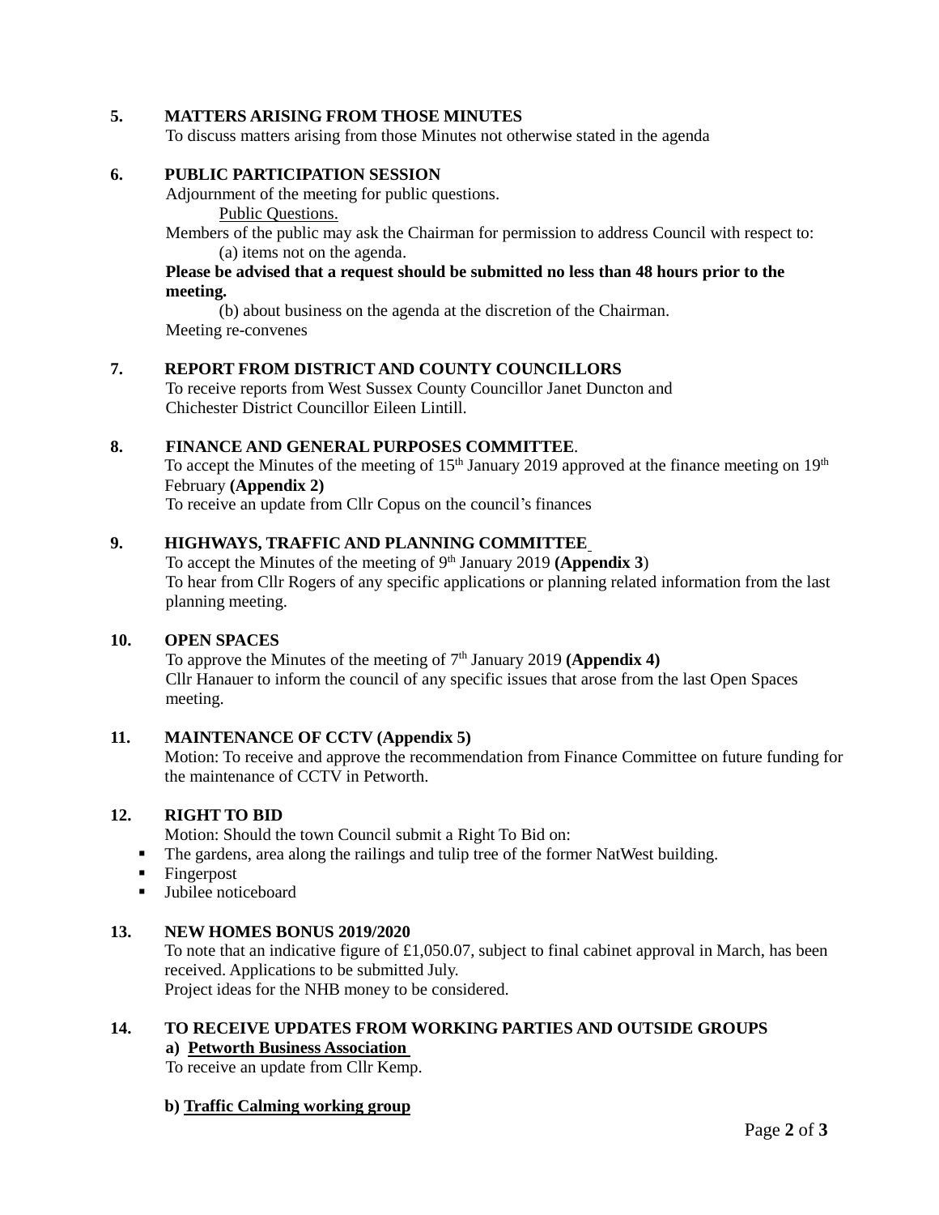**5. MATTERS ARISING FROM THOSE MINUTES**

To discuss matters arising from those Minutes not otherwise stated in the agenda

**6. PUBLIC PARTICIPATION SESSION**

Adjournment of the meeting for public questions.

Public Questions.

Members of the public may ask the Chairman for permission to address Council with respect to:

(a) items not on the agenda.

**Please be advised that a request should be submitted no less than 48 hours prior to the meeting.**

(b) about business on the agenda at the discretion of the Chairman.

Meeting re-convenes

**7. REPORT FROM DISTRICT AND COUNTY COUNCILLORS**

To receive reports from West Sussex County Councillor Janet Duncton and Chichester District Councillor Eileen Lintill.

**8. FINANCE AND GENERAL PURPOSES COMMITTEE**.

To accept the Minutes of the meeting of 15th January 2019 approved at the finance meeting on 19th February **(Appendix 2)**

To receive an update from Cllr Copus on the council's finances

**9. HIGHWAYS, TRAFFIC AND PLANNING COMMITTEE**

To accept the Minutes of the meeting of 9th January 2019 **(Appendix 3**)

To hear from Cllr Rogers of any specific applications or planning related information from the last planning meeting.

**10. OPEN SPACES**

To approve the Minutes of the meeting of 7th January 2019 **(Appendix 4)**

Cllr Hanauer to inform the council of any specific issues that arose from the last Open Spaces meeting.

**11. MAINTENANCE OF CCTV (Appendix 5)**

Motion: To receive and approve the recommendation from Finance Committee on future funding for the maintenance of CCTV in Petworth.

**12. RIGHT TO BID**

Motion: Should the town Council submit a Right To Bid on:

- The gardens, area along the railings and tulip tree of the former NatWest building.
- Fingerpost
- Jubilee noticeboard

**13. NEW HOMES BONUS 2019/2020**

To note that an indicative figure of £1,050.07, subject to final cabinet approval in March, has been received. Applications to be submitted July.

Project ideas for the NHB money to be considered.

**14. TO RECEIVE UPDATES FROM WORKING PARTIES AND OUTSIDE GROUPS**

**a) Petworth Business Association**

To receive an update from Cllr Kemp.

**b) Traffic Calming working group**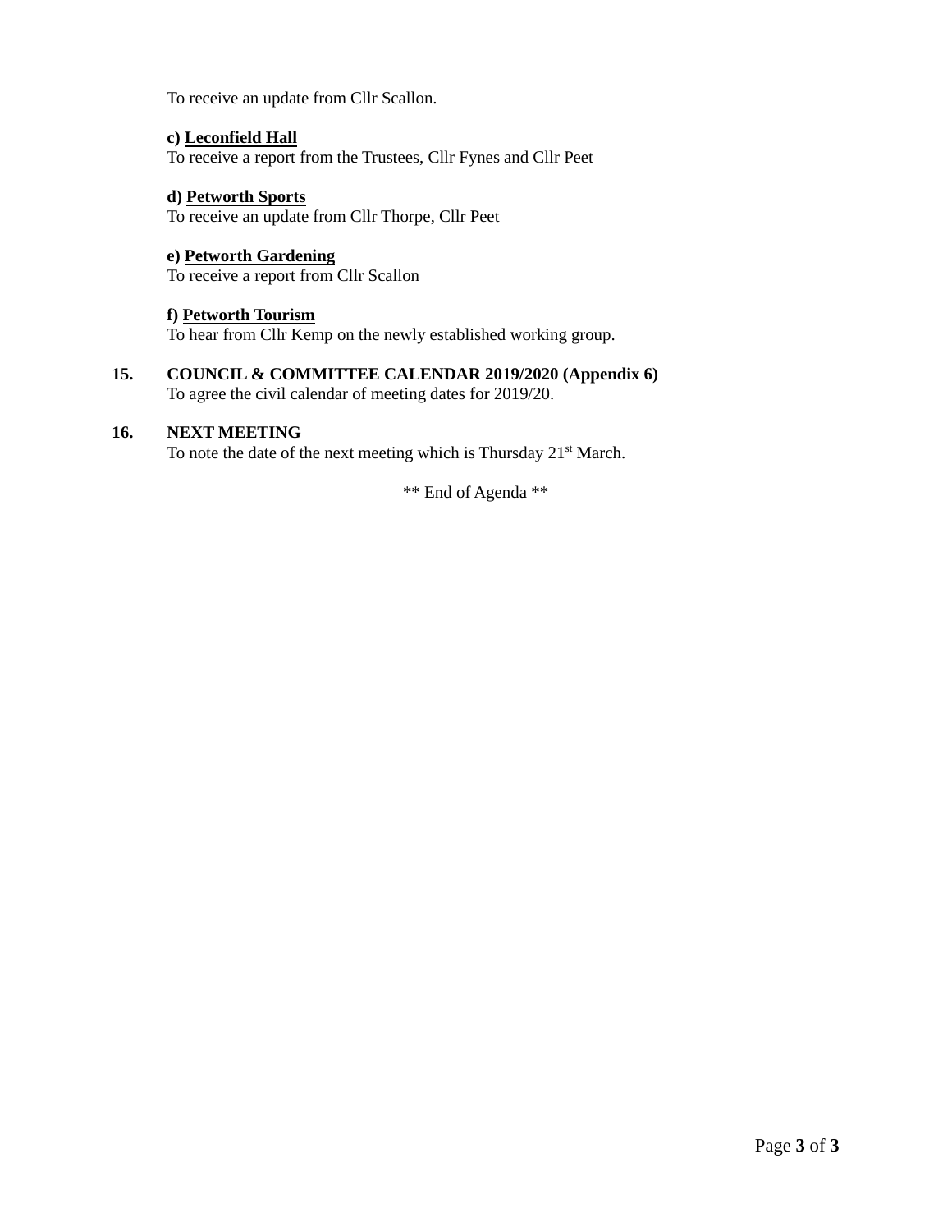To receive an update from Cllr Scallon.

**c) Leconfield Hall**
To receive a report from the Trustees, Cllr Fynes and Cllr Peet

**d) Petworth Sports**
To receive an update from Cllr Thorpe, Cllr Peet

**e) Petworth Gardening**
To receive a report from Cllr Scallon

**f) Petworth Tourism**
To hear from Cllr Kemp on the newly established working group.

**15. COUNCIL & COMMITTEE CALENDAR 2019/2020 (Appendix 6)**
To agree the civil calendar of meeting dates for 2019/20.

**16. NEXT MEETING**
To note the date of the next meeting which is Thursday 21st March.

** End of Agenda **